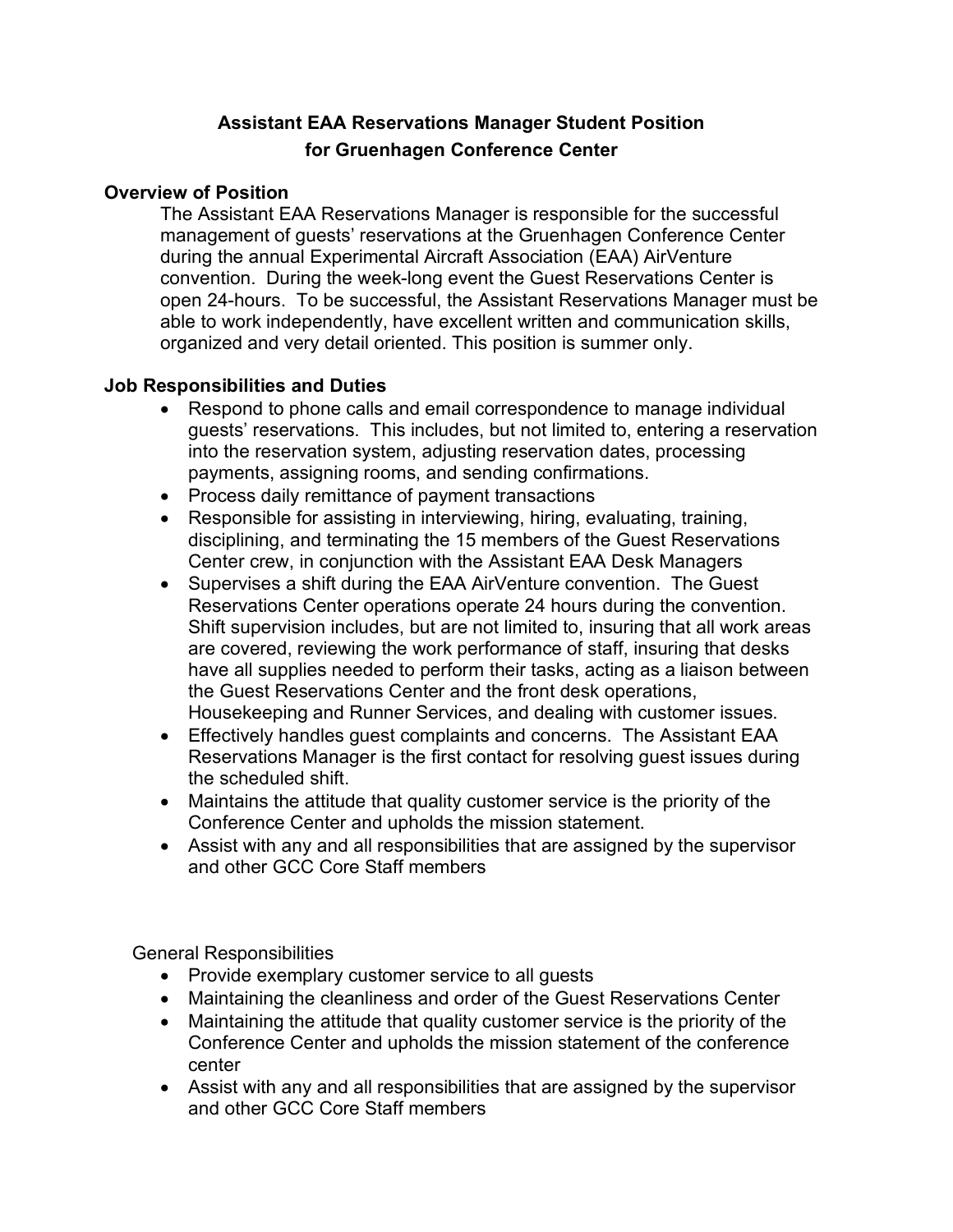# Assistant EAA Reservations Manager Student Position for Gruenhagen Conference Center

## Overview of Position

The Assistant EAA Reservations Manager is responsible for the successful management of guests' reservations at the Gruenhagen Conference Center during the annual Experimental Aircraft Association (EAA) AirVenture convention. During the week-long event the Guest Reservations Center is open 24-hours. To be successful, the Assistant Reservations Manager must be able to work independently, have excellent written and communication skills, organized and very detail oriented. This position is summer only.

## Job Responsibilities and Duties

- Respond to phone calls and email correspondence to manage individual guests' reservations. This includes, but not limited to, entering a reservation into the reservation system, adjusting reservation dates, processing payments, assigning rooms, and sending confirmations.
- Process daily remittance of payment transactions
- Responsible for assisting in interviewing, hiring, evaluating, training, disciplining, and terminating the 15 members of the Guest Reservations Center crew, in conjunction with the Assistant EAA Desk Managers
- Supervises a shift during the EAA AirVenture convention. The Guest Reservations Center operations operate 24 hours during the convention. Shift supervision includes, but are not limited to, insuring that all work areas are covered, reviewing the work performance of staff, insuring that desks have all supplies needed to perform their tasks, acting as a liaison between the Guest Reservations Center and the front desk operations, Housekeeping and Runner Services, and dealing with customer issues.
- Effectively handles guest complaints and concerns. The Assistant EAA Reservations Manager is the first contact for resolving guest issues during the scheduled shift.
- Maintains the attitude that quality customer service is the priority of the Conference Center and upholds the mission statement.
- Assist with any and all responsibilities that are assigned by the supervisor and other GCC Core Staff members

General Responsibilities

- Provide exemplary customer service to all guests
- Maintaining the cleanliness and order of the Guest Reservations Center
- Maintaining the attitude that quality customer service is the priority of the Conference Center and upholds the mission statement of the conference center
- Assist with any and all responsibilities that are assigned by the supervisor and other GCC Core Staff members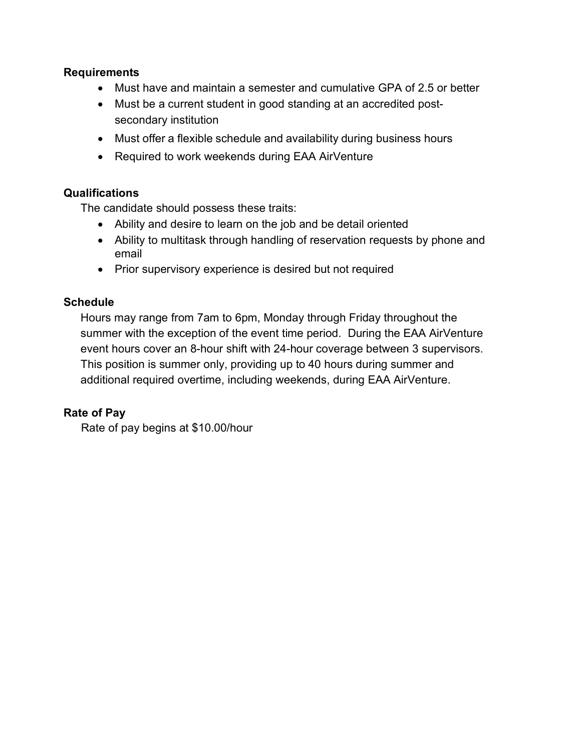**Requirements**

- Must have and maintain a semester and cumulative GPA of 2.5 or better
- Must be a current student in good standing at an accredited post-secondary institution
- Must offer a flexible schedule and availability during business hours
- Required to work weekends during EAA AirVenture

**Qualifications**

The candidate should possess these traits:

- Ability and desire to learn on the job and be detail oriented
- Ability to multitask through handling of reservation requests by phone and email
- Prior supervisory experience is desired but not required

**Schedule**

Hours may range from 7am to 6pm, Monday through Friday throughout the summer with the exception of the event time period. During the EAA AirVenture event hours cover an 8-hour shift with 24-hour coverage between 3 supervisors. This position is summer only, providing up to 40 hours during summer and additional required overtime, including weekends, during EAA AirVenture.

**Rate of Pay**

Rate of pay begins at $10.00/hour